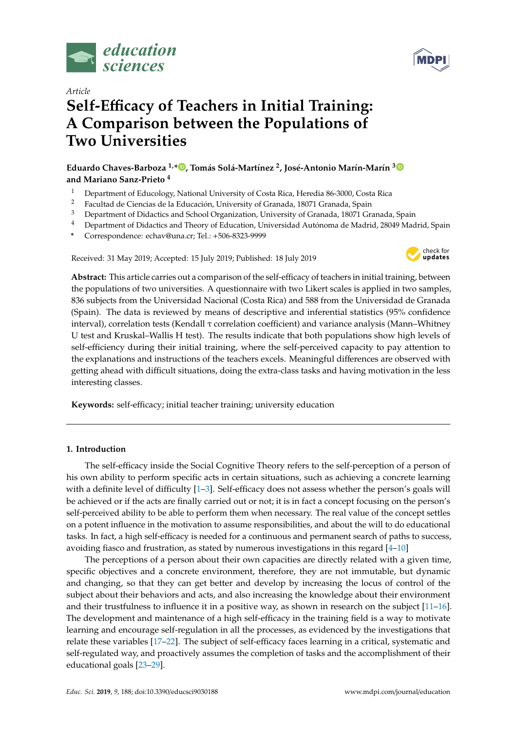Article

# Self-Efficacy of Teachers in Initial Training: A Comparison between the Populations of Two Universities

**Eduardo Chaves-Barboza [1,*], Tomás Solá-Martínez [2], José-Antonio Marín-Marín [3] and Mariano Sanz-Prieto [4]**

1. Department of Educology, National University of Costa Rica, Heredia 86-3000, Costa Rica
2. Facultad de Ciencias de la Educación, University of Granada, 18071 Granada, Spain
3. Department of Didactics and School Organization, University of Granada, 18071 Granada, Spain
4. Department of Didactics and Theory of Education, Universidad Autónoma de Madrid, 28049 Madrid, Spain

\* Correspondence: echav@una.cr; Tel.: +506-8323-9999

Received: 31 May 2019; Accepted: 15 July 2019; Published: 18 July 2019

**Abstract:** This article carries out a comparison of the self-efficacy of teachers in initial training, between the populations of two universities. A questionnaire with two Likert scales is applied in two samples, 836 subjects from the Universidad Nacional (Costa Rica) and 588 from the Universidad de Granada (Spain). The data is reviewed by means of descriptive and inferential statistics (95% confidence interval), correlation tests (Kendall $\tau$ correlation coefficient) and variance analysis (Mann–Whitney U test and Kruskal–Wallis H test). The results indicate that both populations show high levels of self-efficiency during their initial training, where the self-perceived capacity to pay attention to the explanations and instructions of the teachers excels. Meaningful differences are observed with getting ahead with difficult situations, doing the extra-class tasks and having motivation in the less interesting classes.

**Keywords:** self-efficacy; initial teacher training; university education

## 1. Introduction

The self-efficacy inside the Social Cognitive Theory refers to the self-perception of a person of his own ability to perform specific acts in certain situations, such as achieving a concrete learning with a definite level of difficulty [1–3]. Self-efficacy does not assess whether the person's goals will be achieved or if the acts are finally carried out or not; it is in fact a concept focusing on the person's self-perceived ability to be able to perform them when necessary. The real value of the concept settles on a potent influence in the motivation to assume responsibilities, and about the will to do educational tasks. In fact, a high self-efficacy is needed for a continuous and permanent search of paths to success, avoiding fiasco and frustration, as stated by numerous investigations in this regard [4–10]

The perceptions of a person about their own capacities are directly related with a given time, specific objectives and a concrete environment, therefore, they are not immutable, but dynamic and changing, so that they can get better and develop by increasing the locus of control of the subject about their behaviors and acts, and also increasing the knowledge about their environment and their trustfulness to influence it in a positive way, as shown in research on the subject [11–16]. The development and maintenance of a high self-efficacy in the training field is a way to motivate learning and encourage self-regulation in all the processes, as evidenced by the investigations that relate these variables [17–22]. The subject of self-efficacy faces learning in a critical, systematic and self-regulated way, and proactively assumes the completion of tasks and the accomplishment of their educational goals [23–29].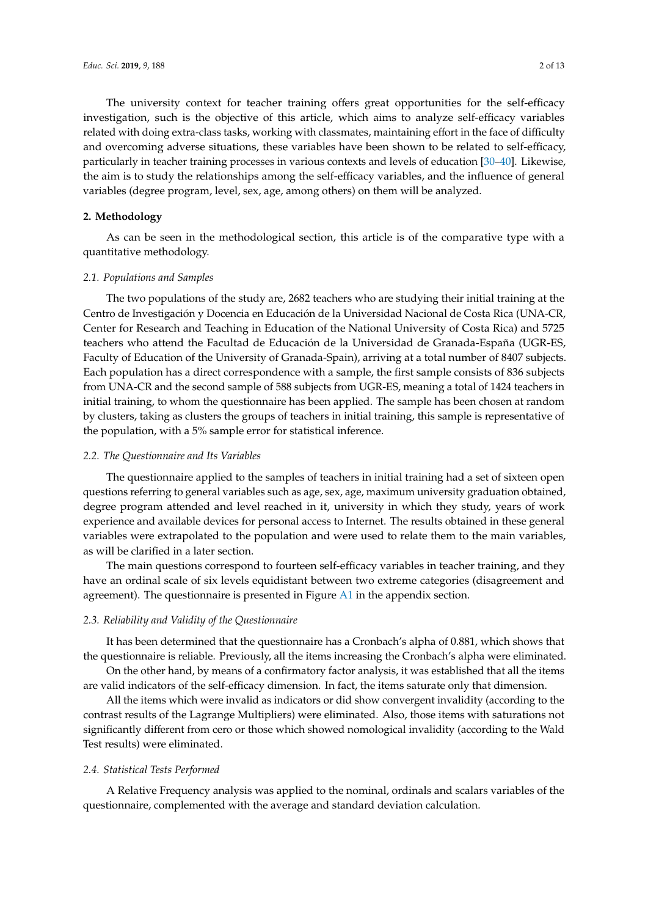The university context for teacher training offers great opportunities for the self-efficacy investigation, such is the objective of this article, which aims to analyze self-efficacy variables related with doing extra-class tasks, working with classmates, maintaining effort in the face of difficulty and overcoming adverse situations, these variables have been shown to be related to self-efficacy, particularly in teacher training processes in various contexts and levels of education [30–40]. Likewise, the aim is to study the relationships among the self-efficacy variables, and the influence of general variables (degree program, level, sex, age, among others) on them will be analyzed.

## 2. Methodology

As can be seen in the methodological section, this article is of the comparative type with a quantitative methodology.

### 2.1. Populations and Samples

The two populations of the study are, 2682 teachers who are studying their initial training at the Centro de Investigación y Docencia en Educación de la Universidad Nacional de Costa Rica (UNA-CR, Center for Research and Teaching in Education of the National University of Costa Rica) and 5725 teachers who attend the Facultad de Educación de la Universidad de Granada-España (UGR-ES, Faculty of Education of the University of Granada-Spain), arriving at a total number of 8407 subjects. Each population has a direct correspondence with a sample, the first sample consists of 836 subjects from UNA-CR and the second sample of 588 subjects from UGR-ES, meaning a total of 1424 teachers in initial training, to whom the questionnaire has been applied. The sample has been chosen at random by clusters, taking as clusters the groups of teachers in initial training, this sample is representative of the population, with a 5% sample error for statistical inference.

### 2.2. The Questionnaire and Its Variables

The questionnaire applied to the samples of teachers in initial training had a set of sixteen open questions referring to general variables such as age, sex, age, maximum university graduation obtained, degree program attended and level reached in it, university in which they study, years of work experience and available devices for personal access to Internet. The results obtained in these general variables were extrapolated to the population and were used to relate them to the main variables, as will be clarified in a later section.

The main questions correspond to fourteen self-efficacy variables in teacher training, and they have an ordinal scale of six levels equidistant between two extreme categories (disagreement and agreement). The questionnaire is presented in Figure A1 in the appendix section.

### 2.3. Reliability and Validity of the Questionnaire

It has been determined that the questionnaire has a Cronbach's alpha of 0.881, which shows that the questionnaire is reliable. Previously, all the items increasing the Cronbach's alpha were eliminated.

On the other hand, by means of a confirmatory factor analysis, it was established that all the items are valid indicators of the self-efficacy dimension. In fact, the items saturate only that dimension.

All the items which were invalid as indicators or did show convergent invalidity (according to the contrast results of the Lagrange Multipliers) were eliminated. Also, those items with saturations not significantly different from cero or those which showed nomological invalidity (according to the Wald Test results) were eliminated.

### 2.4. Statistical Tests Performed

A Relative Frequency analysis was applied to the nominal, ordinals and scalars variables of the questionnaire, complemented with the average and standard deviation calculation.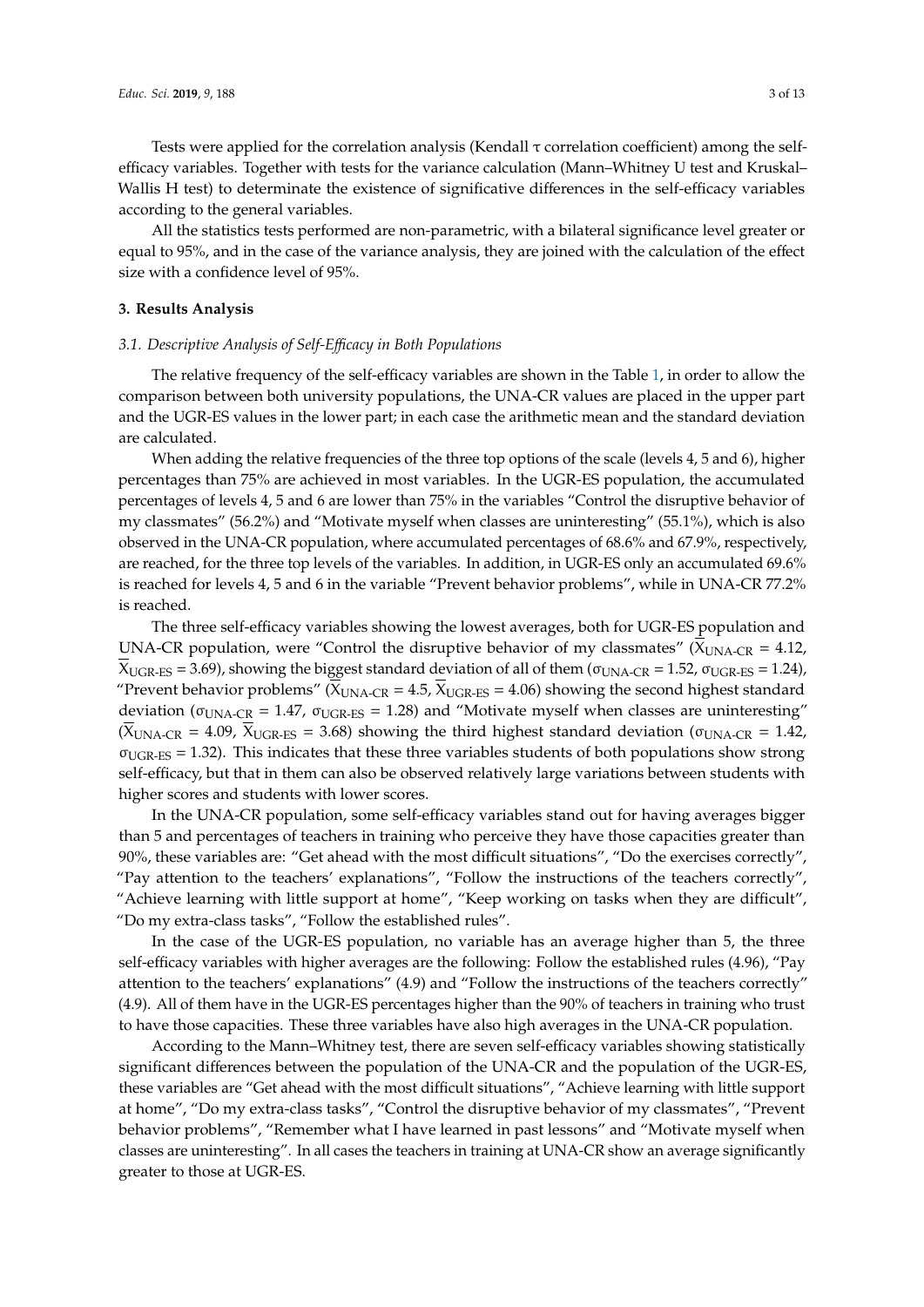Tests were applied for the correlation analysis (Kendall τ correlation coefficient) among the self-efficacy variables. Together with tests for the variance calculation (Mann–Whitney U test and Kruskal–Wallis H test) to determinate the existence of significative differences in the self-efficacy variables according to the general variables.

All the statistics tests performed are non-parametric, with a bilateral significance level greater or equal to 95%, and in the case of the variance analysis, they are joined with the calculation of the effect size with a confidence level of 95%.

## 3. Results Analysis

### *3.1. Descriptive Analysis of Self-Efficacy in Both Populations*

The relative frequency of the self-efficacy variables are shown in the Table 1, in order to allow the comparison between both university populations, the UNA-CR values are placed in the upper part and the UGR-ES values in the lower part; in each case the arithmetic mean and the standard deviation are calculated.

When adding the relative frequencies of the three top options of the scale (levels 4, 5 and 6), higher percentages than 75% are achieved in most variables. In the UGR-ES population, the accumulated percentages of levels 4, 5 and 6 are lower than 75% in the variables "Control the disruptive behavior of my classmates" (56.2%) and "Motivate myself when classes are uninteresting" (55.1%), which is also observed in the UNA-CR population, where accumulated percentages of 68.6% and 67.9%, respectively, are reached, for the three top levels of the variables. In addition, in UGR-ES only an accumulated 69.6% is reached for levels 4, 5 and 6 in the variable "Prevent behavior problems", while in UNA-CR 77.2% is reached.

The three self-efficacy variables showing the lowest averages, both for UGR-ES population and UNA-CR population, were "Control the disruptive behavior of my classmates" ($\overline{X}_{UNA\text{-}CR} = 4.12$, $\overline{X}_{UGR\text{-}ES} = 3.69$), showing the biggest standard deviation of all of them ($\sigma_{UNA\text{-}CR} = 1.52$, $\sigma_{UGR\text{-}ES} = 1.24$), "Prevent behavior problems" ($\overline{X}_{UNA\text{-}CR} = 4.5$, $\overline{X}_{UGR\text{-}ES} = 4.06$) showing the second highest standard deviation ($\sigma_{UNA\text{-}CR} = 1.47$, $\sigma_{UGR\text{-}ES} = 1.28$) and "Motivate myself when classes are uninteresting" ($\overline{X}_{UNA\text{-}CR} = 4.09$, $\overline{X}_{UGR\text{-}ES} = 3.68$) showing the third highest standard deviation ($\sigma_{UNA\text{-}CR} = 1.42$, $\sigma_{UGR\text{-}ES} = 1.32$). This indicates that these three variables students of both populations show strong self-efficacy, but that in them can also be observed relatively large variations between students with higher scores and students with lower scores.

In the UNA-CR population, some self-efficacy variables stand out for having averages bigger than 5 and percentages of teachers in training who perceive they have those capacities greater than 90%, these variables are: "Get ahead with the most difficult situations", "Do the exercises correctly", "Pay attention to the teachers' explanations", "Follow the instructions of the teachers correctly", "Achieve learning with little support at home", "Keep working on tasks when they are difficult", "Do my extra-class tasks", "Follow the established rules".

In the case of the UGR-ES population, no variable has an average higher than 5, the three self-efficacy variables with higher averages are the following: Follow the established rules (4.96), "Pay attention to the teachers' explanations" (4.9) and "Follow the instructions of the teachers correctly" (4.9). All of them have in the UGR-ES percentages higher than the 90% of teachers in training who trust to have those capacities. These three variables have also high averages in the UNA-CR population.

According to the Mann–Whitney test, there are seven self-efficacy variables showing statistically significant differences between the population of the UNA-CR and the population of the UGR-ES, these variables are "Get ahead with the most difficult situations", "Achieve learning with little support at home", "Do my extra-class tasks", "Control the disruptive behavior of my classmates", "Prevent behavior problems", "Remember what I have learned in past lessons" and "Motivate myself when classes are uninteresting". In all cases the teachers in training at UNA-CR show an average significantly greater to those at UGR-ES.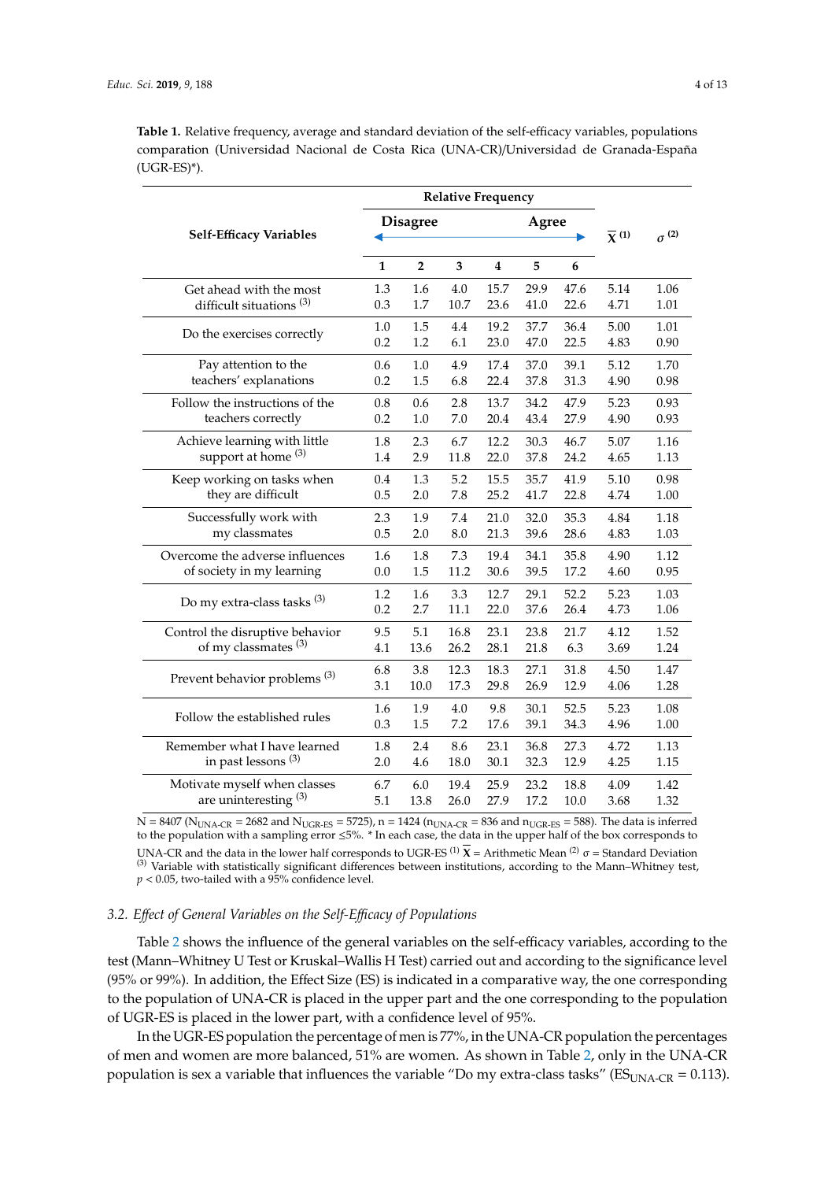**Table 1.** Relative frequency, average and standard deviation of the self-efficacy variables, populations comparation (Universidad Nacional de Costa Rica (UNA-CR)/Universidad de Granada-España (UGR-ES)*).

| Self-Efficacy Variables | Relative Frequency | | | | | | $\overline{X}$ (1) | $\sigma$ (2) |
|---|---|---|---|---|---|---|---|---|
| | Disagree | | | | | Agree | | |
| | 1 | 2 | 3 | 4 | 5 | 6 | | |
| Get ahead with the most difficult situations (3) | 1.3 | 1.6 | 4.0 | 15.7 | 29.9 | 47.6 | 5.14 | 1.06 |
| | 0.3 | 1.7 | 10.7 | 23.6 | 41.0 | 22.6 | 4.71 | 1.01 |
| Do the exercises correctly | 1.0 | 1.5 | 4.4 | 19.2 | 37.7 | 36.4 | 5.00 | 1.01 |
| | 0.2 | 1.2 | 6.1 | 23.0 | 47.0 | 22.5 | 4.83 | 0.90 |
| Pay attention to the teachers' explanations | 0.6 | 1.0 | 4.9 | 17.4 | 37.0 | 39.1 | 5.12 | 1.70 |
| | 0.2 | 1.5 | 6.8 | 22.4 | 37.8 | 31.3 | 4.90 | 0.98 |
| Follow the instructions of the teachers correctly | 0.8 | 0.6 | 2.8 | 13.7 | 34.2 | 47.9 | 5.23 | 0.93 |
| | 0.2 | 1.0 | 7.0 | 20.4 | 43.4 | 27.9 | 4.90 | 0.93 |
| Achieve learning with little support at home (3) | 1.8 | 2.3 | 6.7 | 12.2 | 30.3 | 46.7 | 5.07 | 1.16 |
| | 1.4 | 2.9 | 11.8 | 22.0 | 37.8 | 24.2 | 4.65 | 1.13 |
| Keep working on tasks when they are difficult | 0.4 | 1.3 | 5.2 | 15.5 | 35.7 | 41.9 | 5.10 | 0.98 |
| | 0.5 | 2.0 | 7.8 | 25.2 | 41.7 | 22.8 | 4.74 | 1.00 |
| Successfully work with my classmates | 2.3 | 1.9 | 7.4 | 21.0 | 32.0 | 35.3 | 4.84 | 1.18 |
| | 0.5 | 2.0 | 8.0 | 21.3 | 39.6 | 28.6 | 4.83 | 1.03 |
| Overcome the adverse influences of society in my learning | 1.6 | 1.8 | 7.3 | 19.4 | 34.1 | 35.8 | 4.90 | 1.12 |
| | 0.0 | 1.5 | 11.2 | 30.6 | 39.5 | 17.2 | 4.60 | 0.95 |
| Do my extra-class tasks (3) | 1.2 | 1.6 | 3.3 | 12.7 | 29.1 | 52.2 | 5.23 | 1.03 |
| | 0.2 | 2.7 | 11.1 | 22.0 | 37.6 | 26.4 | 4.73 | 1.06 |
| Control the disruptive behavior of my classmates (3) | 9.5 | 5.1 | 16.8 | 23.1 | 23.8 | 21.7 | 4.12 | 1.52 |
| | 4.1 | 13.6 | 26.2 | 28.1 | 21.8 | 6.3 | 3.69 | 1.24 |
| Prevent behavior problems (3) | 6.8 | 3.8 | 12.3 | 18.3 | 27.1 | 31.8 | 4.50 | 1.47 |
| | 3.1 | 10.0 | 17.3 | 29.8 | 26.9 | 12.9 | 4.06 | 1.28 |
| Follow the established rules | 1.6 | 1.9 | 4.0 | 9.8 | 30.1 | 52.5 | 5.23 | 1.08 |
| | 0.3 | 1.5 | 7.2 | 17.6 | 39.1 | 34.3 | 4.96 | 1.00 |
| Remember what I have learned in past lessons (3) | 1.8 | 2.4 | 8.6 | 23.1 | 36.8 | 27.3 | 4.72 | 1.13 |
| | 2.0 | 4.6 | 18.0 | 30.1 | 32.3 | 12.9 | 4.25 | 1.15 |
| Motivate myself when classes are uninteresting (3) | 6.7 | 6.0 | 19.4 | 25.9 | 23.2 | 18.8 | 4.09 | 1.42 |
| | 5.1 | 13.8 | 26.0 | 27.9 | 17.2 | 10.0 | 3.68 | 1.32 |

$N = 8407$ ($N_{UNA\text{-}CR} = 2682$ and $N_{UGR\text{-}ES} = 5725$), $n = 1424$ ($n_{UNA\text{-}CR} = 836$ and $n_{UGR\text{-}ES} = 588$). The data is inferred to the population with a sampling error ≤5%. * In each case, the data in the upper half of the box corresponds to UNA-CR and the data in the lower half corresponds to UGR-ES (1) $\overline{X}$ = Arithmetic Mean (2) $\sigma$ = Standard Deviation (3) Variable with statistically significant differences between institutions, according to the Mann–Whitney test, $p < 0.05$, two-tailed with a 95% confidence level.

### 3.2. Effect of General Variables on the Self-Efficacy of Populations

Table 2 shows the influence of the general variables on the self-efficacy variables, according to the test (Mann–Whitney U Test or Kruskal–Wallis H Test) carried out and according to the significance level (95% or 99%). In addition, the Effect Size (ES) is indicated in a comparative way, the one corresponding to the population of UNA-CR is placed in the upper part and the one corresponding to the population of UGR-ES is placed in the lower part, with a confidence level of 95%.

In the UGR-ES population the percentage of men is 77%, in the UNA-CR population the percentages of men and women are more balanced, 51% are women. As shown in Table 2, only in the UNA-CR population is sex a variable that influences the variable "Do my extra-class tasks" ($ES_{UNA\text{-}CR} = 0.113$).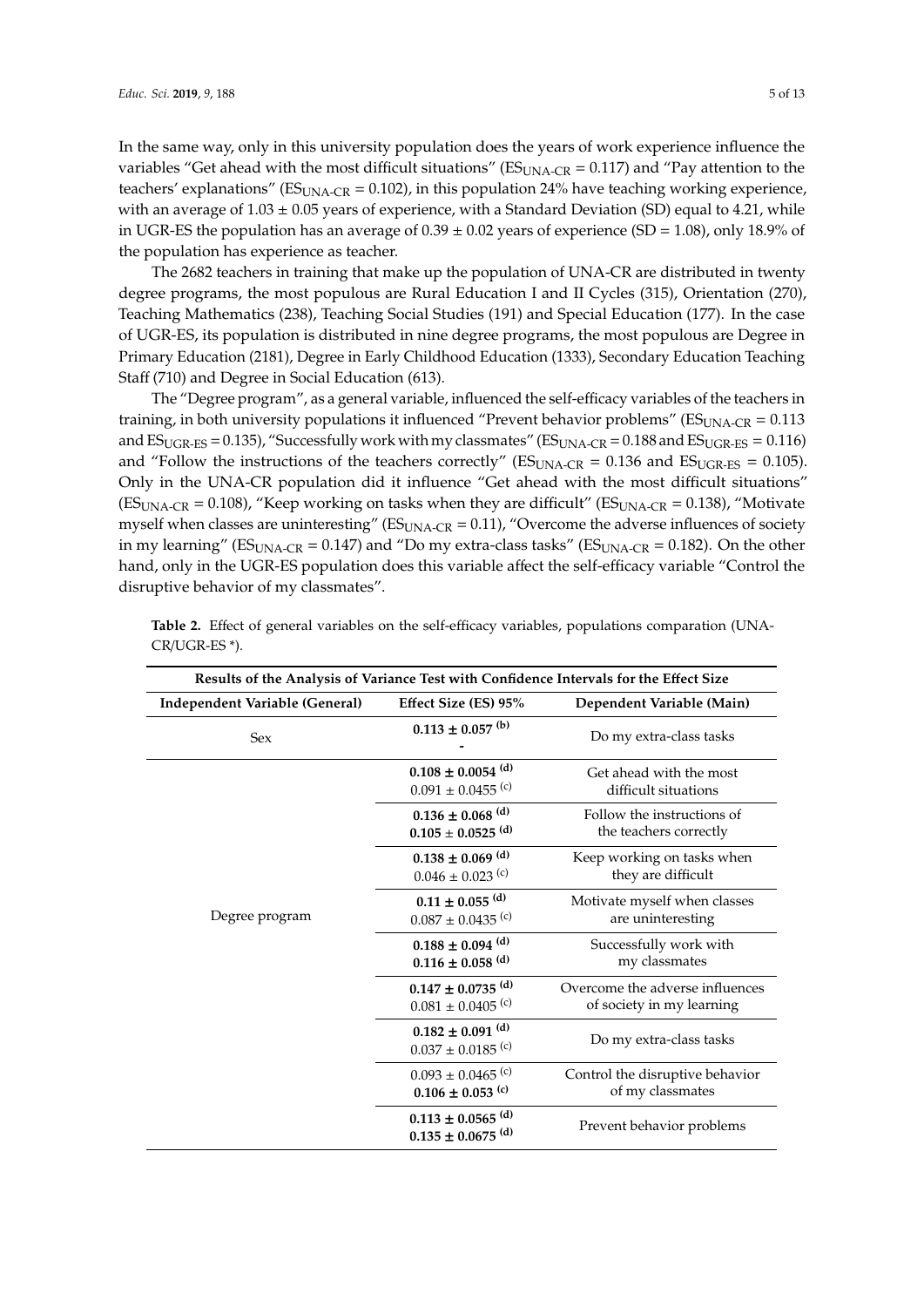In the same way, only in this university population does the years of work experience influence the variables "Get ahead with the most difficult situations" ($ES_{UNA\text{-}CR}$ = 0.117) and "Pay attention to the teachers' explanations" ($ES_{UNA\text{-}CR}$ = 0.102), in this population 24% have teaching working experience, with an average of 1.03 ± 0.05 years of experience, with a Standard Deviation (SD) equal to 4.21, while in UGR-ES the population has an average of 0.39 ± 0.02 years of experience (SD = 1.08), only 18.9% of the population has experience as teacher.

The 2682 teachers in training that make up the population of UNA-CR are distributed in twenty degree programs, the most populous are Rural Education I and II Cycles (315), Orientation (270), Teaching Mathematics (238), Teaching Social Studies (191) and Special Education (177). In the case of UGR-ES, its population is distributed in nine degree programs, the most populous are Degree in Primary Education (2181), Degree in Early Childhood Education (1333), Secondary Education Teaching Staff (710) and Degree in Social Education (613).

The "Degree program", as a general variable, influenced the self-efficacy variables of the teachers in training, in both university populations it influenced "Prevent behavior problems" ($ES_{UNA\text{-}CR}$ = 0.113 and $ES_{UGR\text{-}ES}$ = 0.135), "Successfully work with my classmates" ($ES_{UNA\text{-}CR}$ = 0.188 and $ES_{UGR\text{-}ES}$ = 0.116) and "Follow the instructions of the teachers correctly" ($ES_{UNA\text{-}CR}$ = 0.136 and $ES_{UGR\text{-}ES}$ = 0.105). Only in the UNA-CR population did it influence "Get ahead with the most difficult situations" ($ES_{UNA\text{-}CR}$ = 0.108), "Keep working on tasks when they are difficult" ($ES_{UNA\text{-}CR}$ = 0.138), "Motivate myself when classes are uninteresting" ($ES_{UNA\text{-}CR}$ = 0.11), "Overcome the adverse influences of society in my learning" ($ES_{UNA\text{-}CR}$ = 0.147) and "Do my extra-class tasks" ($ES_{UNA\text{-}CR}$ = 0.182). On the other hand, only in the UGR-ES population does this variable affect the self-efficacy variable "Control the disruptive behavior of my classmates".

**Table 2.** Effect of general variables on the self-efficacy variables, populations comparation (UNA-CR/UGR-ES *).

| Results of the Analysis of Variance Test with Confidence Intervals for the Effect Size | | |
|---|---|---|
| **Independent Variable (General)** | **Effect Size (ES) 95%** | **Dependent Variable (Main)** |
| Sex | **0.113 ± 0.057 [(b)]**<br>- | Do my extra-class tasks |
| Degree program | **0.108 ± 0.0054 [(d)]**<br>0.091 ± 0.0455 [(c)] | Get ahead with the most difficult situations |
| | **0.136 ± 0.068 [(d)]**<br>**0.105 ± 0.0525 [(d)]** | Follow the instructions of the teachers correctly |
| | **0.138 ± 0.069 [(d)]**<br>0.046 ± 0.023 [(c)] | Keep working on tasks when they are difficult |
| | **0.11 ± 0.055 [(d)]**<br>0.087 ± 0.0435 [(c)] | Motivate myself when classes are uninteresting |
| | **0.188 ± 0.094 [(d)]**<br>**0.116 ± 0.058 [(d)]** | Successfully work with my classmates |
| | **0.147 ± 0.0735 [(d)]**<br>0.081 ± 0.0405 [(c)] | Overcome the adverse influences of society in my learning |
| | **0.182 ± 0.091 [(d)]**<br>0.037 ± 0.0185 [(c)] | Do my extra-class tasks |
| | 0.093 ± 0.0465 [(c)]<br>**0.106 ± 0.053 [(c)]** | Control the disruptive behavior of my classmates |
| | **0.113 ± 0.0565 [(d)]**<br>**0.135 ± 0.0675 [(d)]** | Prevent behavior problems |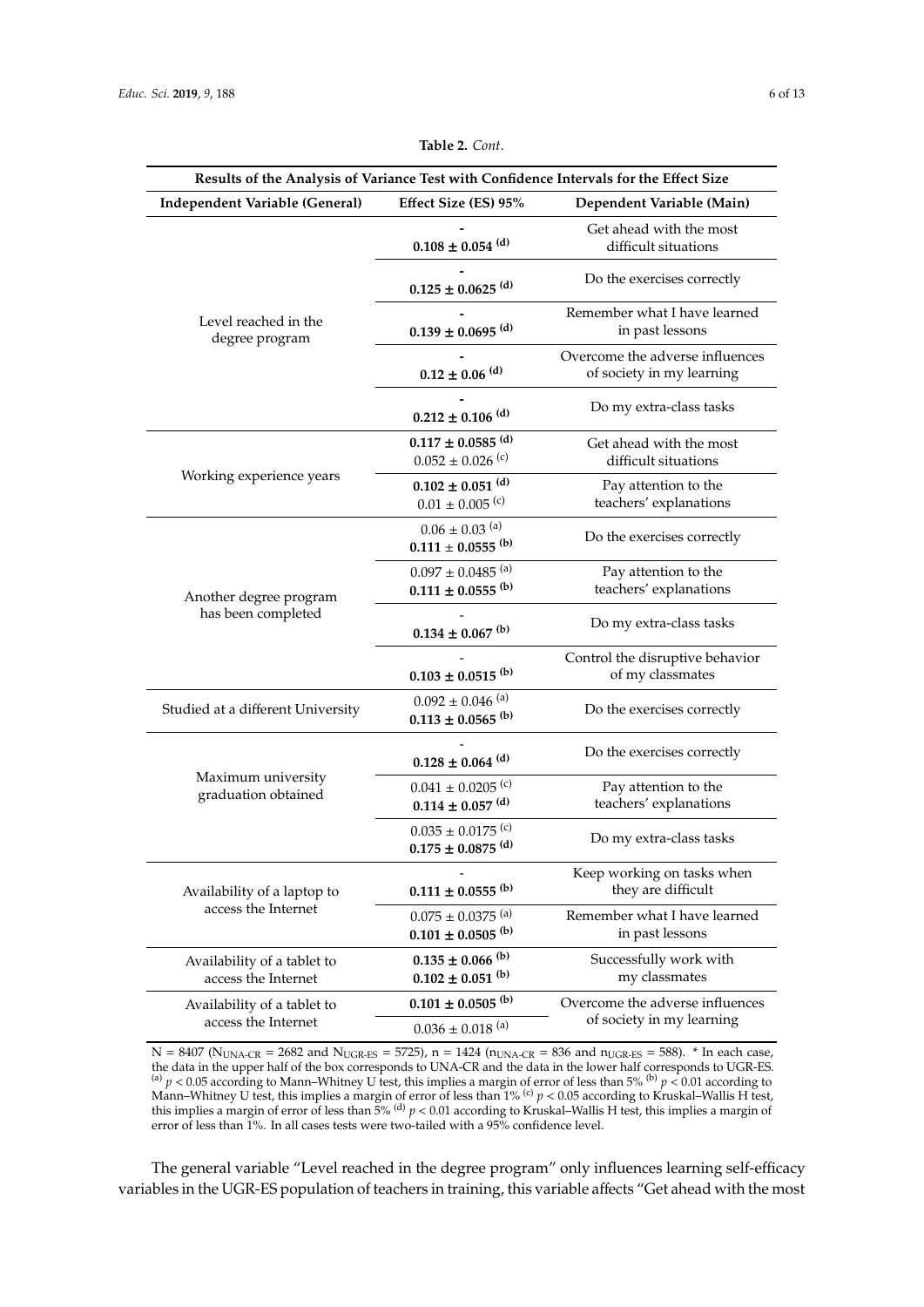**Table 2.** *Cont*.

| Results of the Analysis of Variance Test with Confidence Intervals for the Effect Size | | |
|---|---|---|
| **Independent Variable (General)** | **Effect Size (ES) 95%** | **Dependent Variable (Main)** |
| Level reached in the degree program | - <br> **0.108 ± 0.054 (d)** | Get ahead with the most difficult situations |
| | - <br> **0.125 ± 0.0625 (d)** | Do the exercises correctly |
| | - <br> **0.139 ± 0.0695 (d)** | Remember what I have learned in past lessons |
| | - <br> **0.12 ± 0.06 (d)** | Overcome the adverse influences of society in my learning |
| | - <br> **0.212 ± 0.106 (d)** | Do my extra-class tasks |
| Working experience years | **0.117 ± 0.0585 (d)** <br> 0.052 ± 0.026 (c) | Get ahead with the most difficult situations |
| | **0.102 ± 0.051 (d)** <br> 0.01 ± 0.005 (c) | Pay attention to the teachers' explanations |
| Another degree program has been completed | 0.06 ± 0.03 (a) <br> **0.111 ± 0.0555 (b)** | Do the exercises correctly |
| | 0.097 ± 0.0485 (a) <br> **0.111 ± 0.0555 (b)** | Pay attention to the teachers' explanations |
| | - <br> **0.134 ± 0.067 (b)** | Do my extra-class tasks |
| | - <br> **0.103 ± 0.0515 (b)** | Control the disruptive behavior of my classmates |
| Studied at a different University | 0.092 ± 0.046 (a) <br> **0.113 ± 0.0565 (b)** | Do the exercises correctly |
| Maximum university graduation obtained | - <br> **0.128 ± 0.064 (d)** | Do the exercises correctly |
| | 0.041 ± 0.0205 (c) <br> **0.114 ± 0.057 (d)** | Pay attention to the teachers' explanations |
| | 0.035 ± 0.0175 (c) <br> **0.175 ± 0.0875 (d)** | Do my extra-class tasks |
| Availability of a laptop to access the Internet | - <br> **0.111 ± 0.0555 (b)** | Keep working on tasks when they are difficult |
| | 0.075 ± 0.0375 (a) <br> **0.101 ± 0.0505 (b)** | Remember what I have learned in past lessons |
| Availability of a tablet to access the Internet | **0.135 ± 0.066 (b)** <br> **0.102 ± 0.051 (b)** | Successfully work with my classmates |
| Availability of a tablet to access the Internet | **0.101 ± 0.0505 (b)** <br> 0.036 ± 0.018 (a) | Overcome the adverse influences of society in my learning |

N = 8407 ($N_{UNA\text{-}CR}$ = 2682 and $N_{UGR\text{-}ES}$ = 5725), n = 1424 ($n_{UNA\text{-}CR}$ = 836 and $n_{UGR\text{-}ES}$ = 588). * In each case, the data in the upper half of the box corresponds to UNA-CR and the data in the lower half corresponds to UGR-ES. (a) $p < 0.05$ according to Mann–Whitney U test, this implies a margin of error of less than 5% (b) $p < 0.01$ according to Mann–Whitney U test, this implies a margin of error of less than 1% (c) $p < 0.05$ according to Kruskal–Wallis H test, this implies a margin of error of less than 5% (d) $p < 0.01$ according to Kruskal–Wallis H test, this implies a margin of error of less than 1%. In all cases tests were two-tailed with a 95% confidence level.

The general variable "Level reached in the degree program" only influences learning self-efficacy variables in the UGR-ES population of teachers in training, this variable affects "Get ahead with the most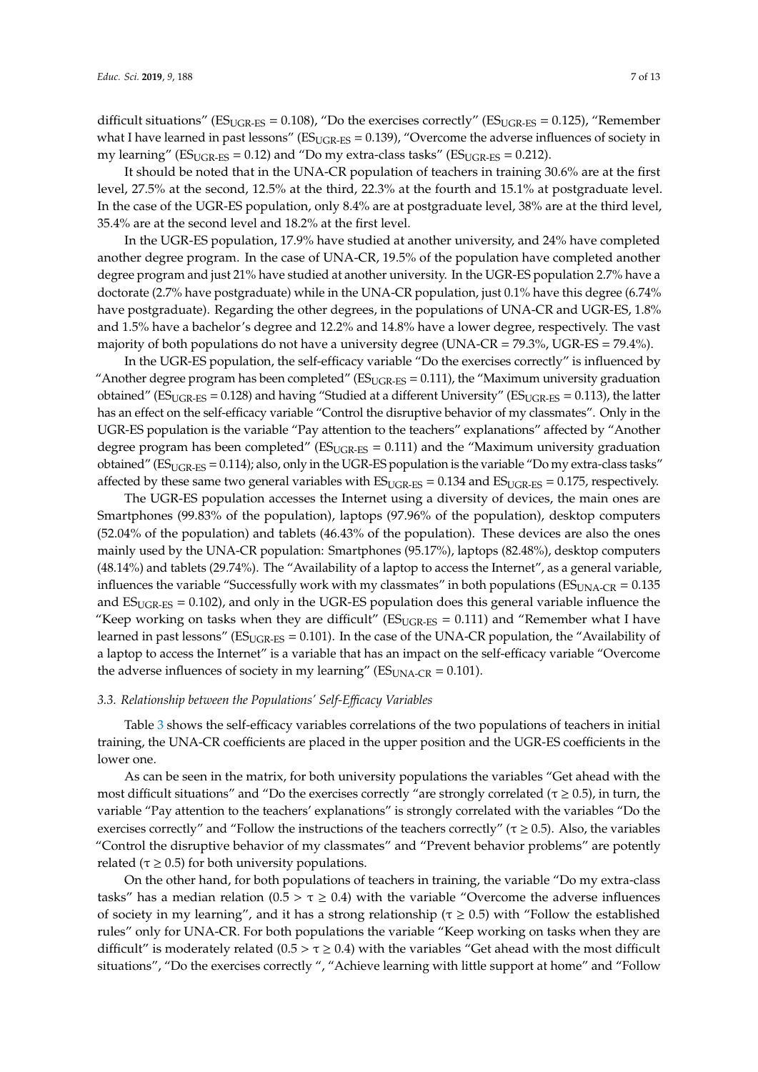difficult situations" ($ES_{UGR\text{-}ES} = 0.108$), "Do the exercises correctly" ($ES_{UGR\text{-}ES} = 0.125$), "Remember what I have learned in past lessons" ($ES_{UGR\text{-}ES} = 0.139$), "Overcome the adverse influences of society in my learning" ($ES_{UGR\text{-}ES} = 0.12$) and "Do my extra-class tasks" ($ES_{UGR\text{-}ES} = 0.212$).

It should be noted that in the UNA-CR population of teachers in training 30.6% are at the first level, 27.5% at the second, 12.5% at the third, 22.3% at the fourth and 15.1% at postgraduate level. In the case of the UGR-ES population, only 8.4% are at postgraduate level, 38% are at the third level, 35.4% are at the second level and 18.2% at the first level.

In the UGR-ES population, 17.9% have studied at another university, and 24% have completed another degree program. In the case of UNA-CR, 19.5% of the population have completed another degree program and just 21% have studied at another university. In the UGR-ES population 2.7% have a doctorate (2.7% have postgraduate) while in the UNA-CR population, just 0.1% have this degree (6.74% have postgraduate). Regarding the other degrees, in the populations of UNA-CR and UGR-ES, 1.8% and 1.5% have a bachelor's degree and 12.2% and 14.8% have a lower degree, respectively. The vast majority of both populations do not have a university degree (UNA-CR = 79.3%, UGR-ES = 79.4%).

In the UGR-ES population, the self-efficacy variable "Do the exercises correctly" is influenced by "Another degree program has been completed" ($ES_{UGR\text{-}ES} = 0.111$), the "Maximum university graduation obtained" ($ES_{UGR\text{-}ES} = 0.128$) and having "Studied at a different University" ($ES_{UGR\text{-}ES} = 0.113$), the latter has an effect on the self-efficacy variable "Control the disruptive behavior of my classmates". Only in the UGR-ES population is the variable "Pay attention to the teachers" explanations" affected by "Another degree program has been completed" ($ES_{UGR\text{-}ES} = 0.111$) and the "Maximum university graduation obtained" ($ES_{UGR\text{-}ES} = 0.114$); also, only in the UGR-ES population is the variable "Do my extra-class tasks" affected by these same two general variables with $ES_{UGR\text{-}ES} = 0.134$ and $ES_{UGR\text{-}ES} = 0.175$, respectively.

The UGR-ES population accesses the Internet using a diversity of devices, the main ones are Smartphones (99.83% of the population), laptops (97.96% of the population), desktop computers (52.04% of the population) and tablets (46.43% of the population). These devices are also the ones mainly used by the UNA-CR population: Smartphones (95.17%), laptops (82.48%), desktop computers (48.14%) and tablets (29.74%). The "Availability of a laptop to access the Internet", as a general variable, influences the variable "Successfully work with my classmates" in both populations ($ES_{UNA\text{-}CR} = 0.135$ and $ES_{UGR\text{-}ES} = 0.102$), and only in the UGR-ES population does this general variable influence the "Keep working on tasks when they are difficult" ($ES_{UGR\text{-}ES} = 0.111$) and "Remember what I have learned in past lessons" ($ES_{UGR\text{-}ES} = 0.101$). In the case of the UNA-CR population, the "Availability of a laptop to access the Internet" is a variable that has an impact on the self-efficacy variable "Overcome the adverse influences of society in my learning" ($ES_{UNA\text{-}CR} = 0.101$).

### *3.3. Relationship between the Populations' Self-Efficacy Variables*

Table 3 shows the self-efficacy variables correlations of the two populations of teachers in initial training, the UNA-CR coefficients are placed in the upper position and the UGR-ES coefficients in the lower one.

As can be seen in the matrix, for both university populations the variables "Get ahead with the most difficult situations" and "Do the exercises correctly "are strongly correlated ($\tau \geq 0.5$), in turn, the variable "Pay attention to the teachers' explanations" is strongly correlated with the variables "Do the exercises correctly" and "Follow the instructions of the teachers correctly" ($\tau \geq 0.5$). Also, the variables "Control the disruptive behavior of my classmates" and "Prevent behavior problems" are potently related ($\tau \geq 0.5$) for both university populations.

On the other hand, for both populations of teachers in training, the variable "Do my extra-class tasks" has a median relation ($0.5 > \tau \geq 0.4$) with the variable "Overcome the adverse influences of society in my learning", and it has a strong relationship ($\tau \geq 0.5$) with "Follow the established rules" only for UNA-CR. For both populations the variable "Keep working on tasks when they are difficult" is moderately related ($0.5 > \tau \geq 0.4$) with the variables "Get ahead with the most difficult situations", "Do the exercises correctly ", "Achieve learning with little support at home" and "Follow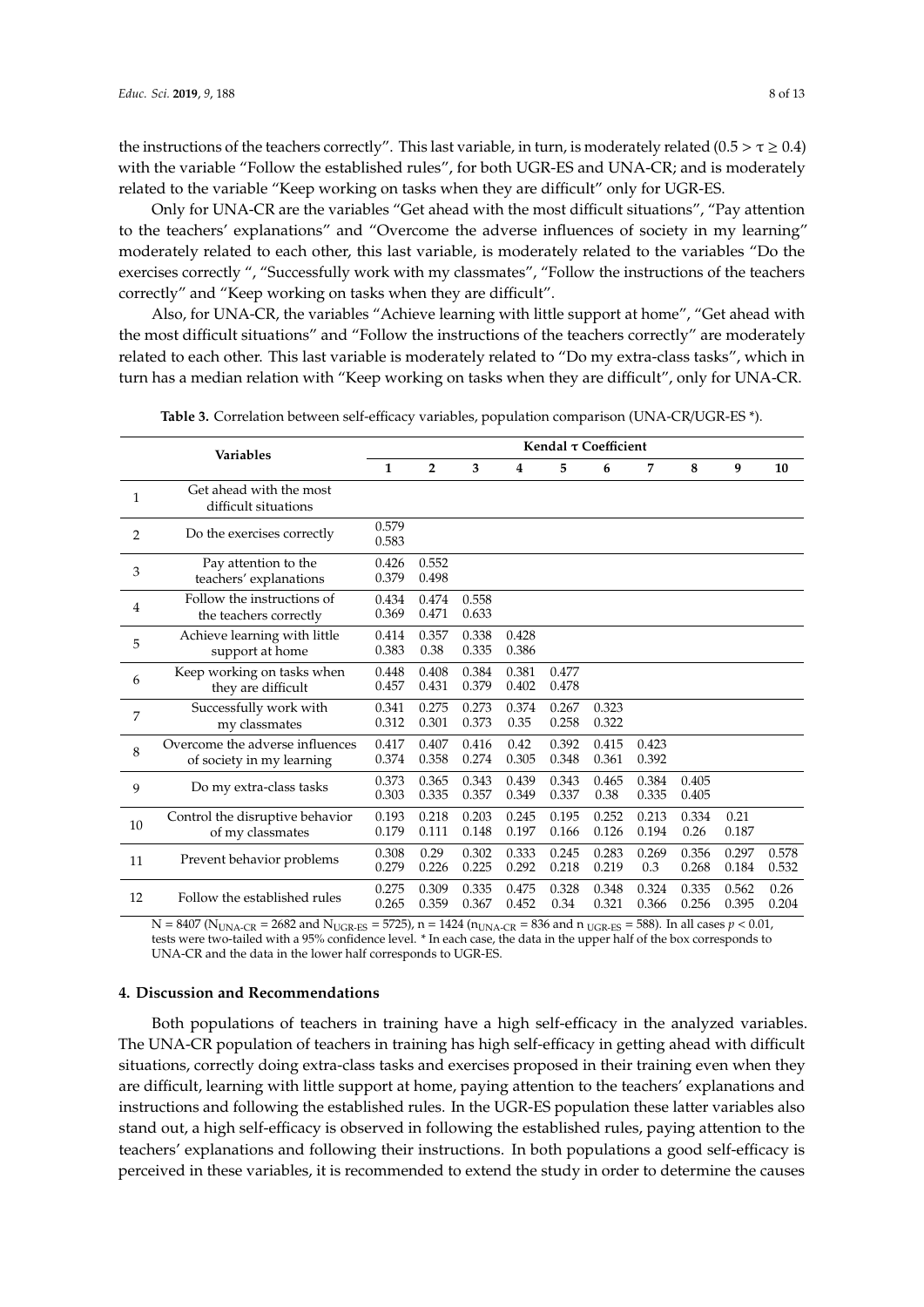the instructions of the teachers correctly". This last variable, in turn, is moderately related ($0.5 > \tau \geq 0.4$) with the variable "Follow the established rules", for both UGR-ES and UNA-CR; and is moderately related to the variable "Keep working on tasks when they are difficult" only for UGR-ES.

Only for UNA-CR are the variables "Get ahead with the most difficult situations", "Pay attention to the teachers' explanations" and "Overcome the adverse influences of society in my learning" moderately related to each other, this last variable, is moderately related to the variables "Do the exercises correctly ", "Successfully work with my classmates", "Follow the instructions of the teachers correctly" and "Keep working on tasks when they are difficult".

Also, for UNA-CR, the variables "Achieve learning with little support at home", "Get ahead with the most difficult situations" and "Follow the instructions of the teachers correctly" are moderately related to each other. This last variable is moderately related to "Do my extra-class tasks", which in turn has a median relation with "Keep working on tasks when they are difficult", only for UNA-CR.

**Table 3.** Correlation between self-efficacy variables, population comparison (UNA-CR/UGR-ES \*).

| | Variables | Kendal τ Coefficient | | | | | | | | | |
|---|---|---|---|---|---|---|---|---|---|---|---|
| | | 1 | 2 | 3 | 4 | 5 | 6 | 7 | 8 | 9 | 10 |
| 1 | Get ahead with the most difficult situations | | | | | | | | | | |
| 2 | Do the exercises correctly | 0.579<br>0.583 | | | | | | | | | |
| 3 | Pay attention to the teachers' explanations | 0.426<br>0.379 | 0.552<br>0.498 | | | | | | | | |
| 4 | Follow the instructions of the teachers correctly | 0.434<br>0.369 | 0.474<br>0.471 | 0.558<br>0.633 | | | | | | | |
| 5 | Achieve learning with little support at home | 0.414<br>0.383 | 0.357<br>0.38 | 0.338<br>0.335 | 0.428<br>0.386 | | | | | | |
| 6 | Keep working on tasks when they are difficult | 0.448<br>0.457 | 0.408<br>0.431 | 0.384<br>0.379 | 0.381<br>0.402 | 0.477<br>0.478 | | | | | |
| 7 | Successfully work with my classmates | 0.341<br>0.312 | 0.275<br>0.301 | 0.273<br>0.373 | 0.374<br>0.35 | 0.267<br>0.258 | 0.323<br>0.322 | | | | |
| 8 | Overcome the adverse influences of society in my learning | 0.417<br>0.374 | 0.407<br>0.358 | 0.416<br>0.274 | 0.42<br>0.305 | 0.392<br>0.348 | 0.415<br>0.361 | 0.423<br>0.392 | | | |
| 9 | Do my extra-class tasks | 0.373<br>0.303 | 0.365<br>0.335 | 0.343<br>0.357 | 0.439<br>0.349 | 0.343<br>0.337 | 0.465<br>0.38 | 0.384<br>0.335 | 0.405<br>0.405 | | |
| 10 | Control the disruptive behavior of my classmates | 0.193<br>0.179 | 0.218<br>0.111 | 0.203<br>0.148 | 0.245<br>0.197 | 0.195<br>0.166 | 0.252<br>0.126 | 0.213<br>0.194 | 0.334<br>0.26 | 0.21<br>0.187 | |
| 11 | Prevent behavior problems | 0.308<br>0.279 | 0.29<br>0.226 | 0.302<br>0.225 | 0.333<br>0.292 | 0.245<br>0.218 | 0.283<br>0.219 | 0.269<br>0.3 | 0.356<br>0.268 | 0.297<br>0.184 | 0.578<br>0.532 |
| 12 | Follow the established rules | 0.275<br>0.265 | 0.309<br>0.359 | 0.335<br>0.367 | 0.475<br>0.452 | 0.328<br>0.34 | 0.348<br>0.321 | 0.324<br>0.366 | 0.335<br>0.256 | 0.562<br>0.395 | 0.26<br>0.204 |

$N = 8407$ ($N_{UNA-CR} = 2682$ and $N_{UGR-ES} = 5725$), $n = 1424$ ($n_{UNA-CR} = 836$ and $n_{UGR-ES} = 588$). In all cases $p < 0.01$, tests were two-tailed with a 95% confidence level. \* In each case, the data in the upper half of the box corresponds to UNA-CR and the data in the lower half corresponds to UGR-ES.

## 4. Discussion and Recommendations

Both populations of teachers in training have a high self-efficacy in the analyzed variables. The UNA-CR population of teachers in training has high self-efficacy in getting ahead with difficult situations, correctly doing extra-class tasks and exercises proposed in their training even when they are difficult, learning with little support at home, paying attention to the teachers' explanations and instructions and following the established rules. In the UGR-ES population these latter variables also stand out, a high self-efficacy is observed in following the established rules, paying attention to the teachers' explanations and following their instructions. In both populations a good self-efficacy is perceived in these variables, it is recommended to extend the study in order to determine the causes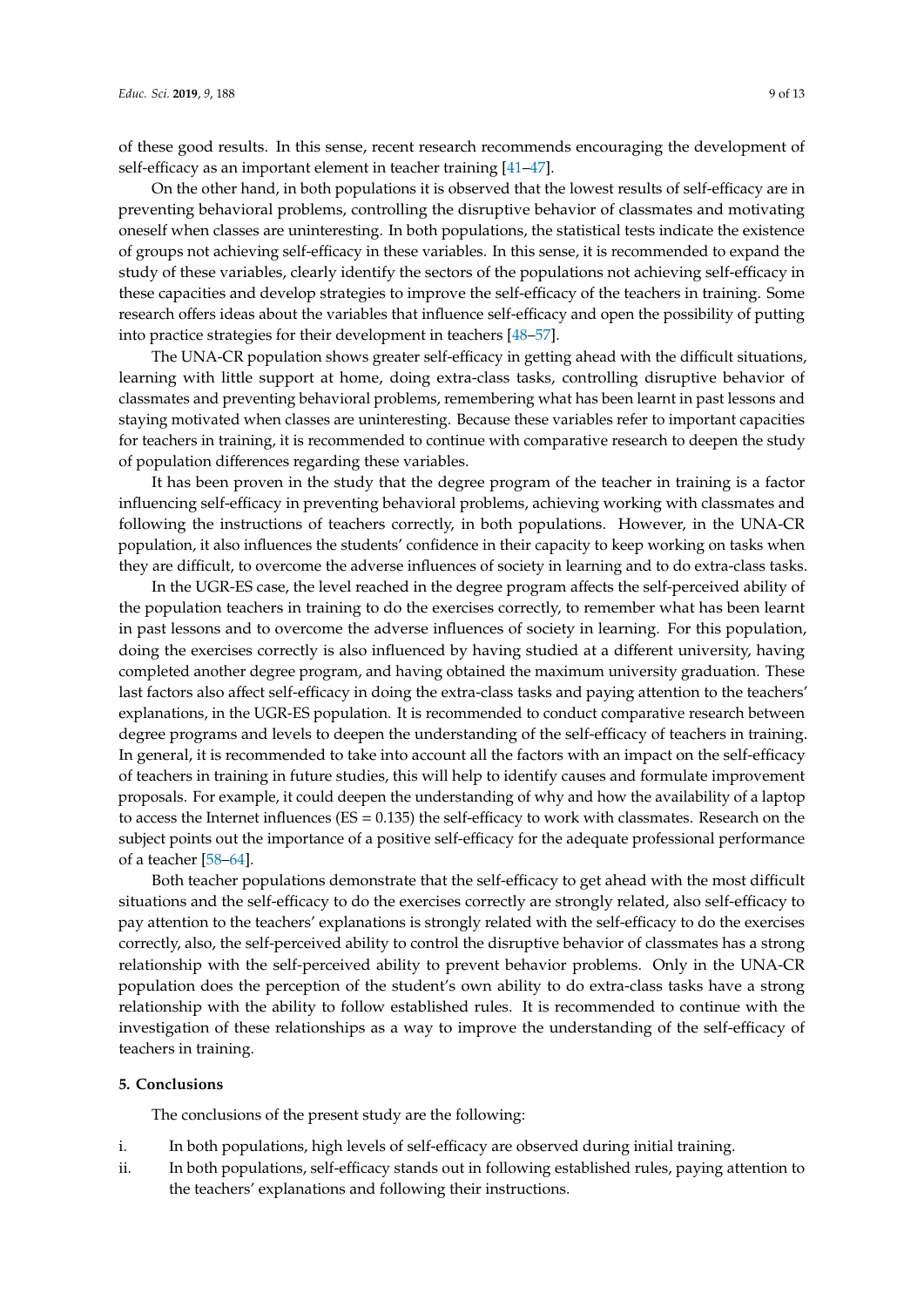of these good results. In this sense, recent research recommends encouraging the development of self-efficacy as an important element in teacher training [41–47].

On the other hand, in both populations it is observed that the lowest results of self-efficacy are in preventing behavioral problems, controlling the disruptive behavior of classmates and motivating oneself when classes are uninteresting. In both populations, the statistical tests indicate the existence of groups not achieving self-efficacy in these variables. In this sense, it is recommended to expand the study of these variables, clearly identify the sectors of the populations not achieving self-efficacy in these capacities and develop strategies to improve the self-efficacy of the teachers in training. Some research offers ideas about the variables that influence self-efficacy and open the possibility of putting into practice strategies for their development in teachers [48–57].

The UNA-CR population shows greater self-efficacy in getting ahead with the difficult situations, learning with little support at home, doing extra-class tasks, controlling disruptive behavior of classmates and preventing behavioral problems, remembering what has been learnt in past lessons and staying motivated when classes are uninteresting. Because these variables refer to important capacities for teachers in training, it is recommended to continue with comparative research to deepen the study of population differences regarding these variables.

It has been proven in the study that the degree program of the teacher in training is a factor influencing self-efficacy in preventing behavioral problems, achieving working with classmates and following the instructions of teachers correctly, in both populations. However, in the UNA-CR population, it also influences the students' confidence in their capacity to keep working on tasks when they are difficult, to overcome the adverse influences of society in learning and to do extra-class tasks.

In the UGR-ES case, the level reached in the degree program affects the self-perceived ability of the population teachers in training to do the exercises correctly, to remember what has been learnt in past lessons and to overcome the adverse influences of society in learning. For this population, doing the exercises correctly is also influenced by having studied at a different university, having completed another degree program, and having obtained the maximum university graduation. These last factors also affect self-efficacy in doing the extra-class tasks and paying attention to the teachers' explanations, in the UGR-ES population. It is recommended to conduct comparative research between degree programs and levels to deepen the understanding of the self-efficacy of teachers in training. In general, it is recommended to take into account all the factors with an impact on the self-efficacy of teachers in training in future studies, this will help to identify causes and formulate improvement proposals. For example, it could deepen the understanding of why and how the availability of a laptop to access the Internet influences (ES = 0.135) the self-efficacy to work with classmates. Research on the subject points out the importance of a positive self-efficacy for the adequate professional performance of a teacher [58–64].

Both teacher populations demonstrate that the self-efficacy to get ahead with the most difficult situations and the self-efficacy to do the exercises correctly are strongly related, also self-efficacy to pay attention to the teachers' explanations is strongly related with the self-efficacy to do the exercises correctly, also, the self-perceived ability to control the disruptive behavior of classmates has a strong relationship with the self-perceived ability to prevent behavior problems. Only in the UNA-CR population does the perception of the student's own ability to do extra-class tasks have a strong relationship with the ability to follow established rules. It is recommended to continue with the investigation of these relationships as a way to improve the understanding of the self-efficacy of teachers in training.

## 5. Conclusions

The conclusions of the present study are the following:

i. In both populations, high levels of self-efficacy are observed during initial training.
ii. In both populations, self-efficacy stands out in following established rules, paying attention to the teachers' explanations and following their instructions.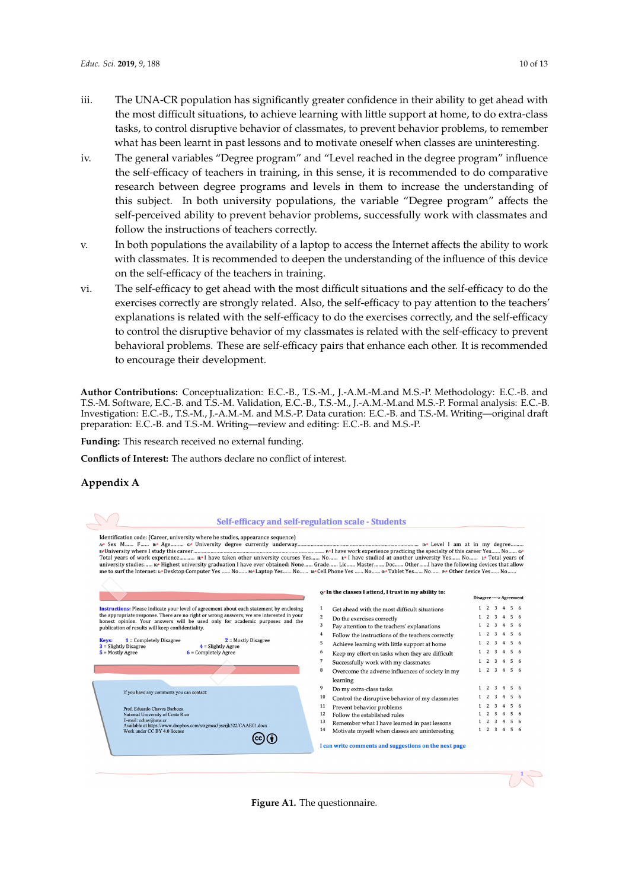iii. The UNA-CR population has significantly greater confidence in their ability to get ahead with the most difficult situations, to achieve learning with little support at home, to do extra-class tasks, to control disruptive behavior of classmates, to prevent behavior problems, to remember what has been learnt in past lessons and to motivate oneself when classes are uninteresting.

iv. The general variables "Degree program" and "Level reached in the degree program" influence the self-efficacy of teachers in training, in this sense, it is recommended to do comparative research between degree programs and levels in them to increase the understanding of this subject. In both university populations, the variable "Degree program" affects the self-perceived ability to prevent behavior problems, successfully work with classmates and follow the instructions of teachers correctly.

v. In both populations the availability of a laptop to access the Internet affects the ability to work with classmates. It is recommended to deepen the understanding of the influence of this device on the self-efficacy of the teachers in training.

vi. The self-efficacy to get ahead with the most difficult situations and the self-efficacy to do the exercises correctly are strongly related. Also, the self-efficacy to pay attention to the teachers' explanations is related with the self-efficacy to do the exercises correctly, and the self-efficacy to control the disruptive behavior of my classmates is related with the self-efficacy to prevent behavioral problems. These are self-efficacy pairs that enhance each other. It is recommended to encourage their development.

**Author Contributions:** Conceptualization: E.C.-B., T.S.-M., J.-A.M.-M.and M.S.-P. Methodology: E.C.-B. and T.S.-M. Software, E.C.-B. and T.S.-M. Validation, E.C.-B., T.S.-M., J.-A.M.-M.and M.S.-P. Formal analysis: E.C.-B. Investigation: E.C.-B., T.S.-M., J.-A.M.-M. and M.S.-P. Data curation: E.C.-B. and T.S.-M. Writing—original draft preparation: E.C.-B. and T.S.-M. Writing—review and editing: E.C.-B. and M.S.-P.

**Funding:** This research received no external funding.

**Conflicts of Interest:** The authors declare no conflict of interest.

## Appendix A

**Self-efficacy and self-regulation scale - Students**

Identification code: (Career, university where he studies, appearance sequence)
A: Sex M...... F...... B: Age......... C: University degree currently underway.......... D: Level I am at in my degree.........
E: University where I study this career.......... F: I have work experience practicing the specialty of this career Yes...... No...... G: Total years of work experience.......... H: I have taken other university courses Yes...... No...... I: I have studied at another university Yes...... No...... J: Total years of university studies...... K: Highest university graduation I have ever obtained: None...... Grade...... Lic...... Master....... Doc...... Other......I have the following devices that allow me to surf the Internet: L: Desktop Computer Yes ...... No...... M: Laptop Yes...... No...... N: Cell Phone Yes ...... No...... O: Tablet Yes...... No...... P: Other device Yes...... No......

**Instructions:** Please indicate your level of agreement about each statement by enclosing the appropriate response. There are no right or wrong answers; we are interested in your honest opinion. Your answers will be used only for academic purposes and the publication of results will keep confidentiality.

**Keys:** 1 = Completely Disagree; 2 = Mostly Disagree; 3 = Slightly Disagree; 4 = Slightly Agree; 5 = Mostly Agree; 6 = Completely Agree

If you have any comments you can contact:

Prof. Eduardo Chaves Barboza
National University of Costa Rica
E-mail: echav@una.cr
Available at https://www.dropbox.com/s/xgmca3pszrjk522/CAEA01.docx
Work under CC BY 4.0 license

Q: **In the classes I attend, I trust in my ability to:**

| | | Disagree ----> Agreement |
|---|---|---|
| 1 | Get ahead with the most difficult situations | 1 2 3 4 5 6 |
| 2 | Do the exercises correctly | 1 2 3 4 5 6 |
| 3 | Pay attention to the teachers' explanations | 1 2 3 4 5 6 |
| 4 | Follow the instructions of the teachers correctly | 1 2 3 4 5 6 |
| 5 | Achieve learning with little support at home | 1 2 3 4 5 6 |
| 6 | Keep my effort on tasks when they are difficult | 1 2 3 4 5 6 |
| 7 | Successfully work with my classmates | 1 2 3 4 5 6 |
| 8 | Overcome the adverse influences of society in my learning | 1 2 3 4 5 6 |
| 9 | Do my extra-class tasks | 1 2 3 4 5 6 |
| 10 | Control the disruptive behavior of my classmates | 1 2 3 4 5 6 |
| 11 | Prevent behavior problems | 1 2 3 4 5 6 |
| 12 | Follow the established rules | 1 2 3 4 5 6 |
| 13 | Remember what I have learned in past lessons | 1 2 3 4 5 6 |
| 14 | Motivate myself when classes are uninteresting | 1 2 3 4 5 6 |

I can write comments and suggestions on the next page

**Figure A1.** The questionnaire.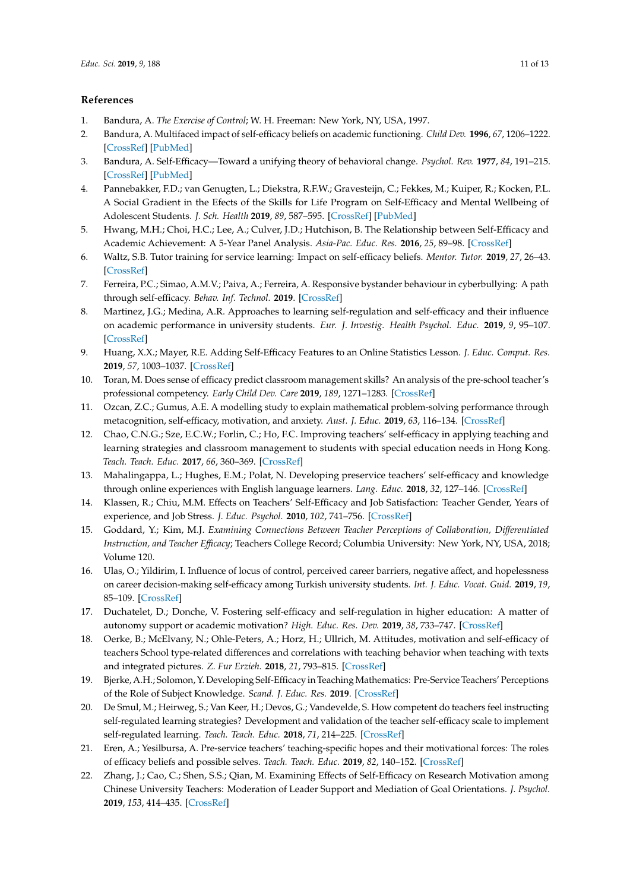## References

1. Bandura, A. *The Exercise of Control*; W. H. Freeman: New York, NY, USA, 1997.
2. Bandura, A. Multifaced impact of self-efficacy beliefs on academic functioning. *Child Dev.* **1996**, *67*, 1206–1222. [CrossRef] [PubMed]
3. Bandura, A. Self-Efficacy—Toward a unifying theory of behavioral change. *Psychol. Rev.* **1977**, *84*, 191–215. [CrossRef] [PubMed]
4. Pannebakker, F.D.; van Genugten, L.; Diekstra, R.F.W.; Gravesteijn, C.; Fekkes, M.; Kuiper, R.; Kocken, P.L. A Social Gradient in the Effects of the Skills for Life Program on Self-Efficacy and Mental Wellbeing of Adolescent Students. *J. Sch. Health* **2019**, *89*, 587–595. [CrossRef] [PubMed]
5. Hwang, M.H.; Choi, H.C.; Lee, A.; Culver, J.D.; Hutchison, B. The Relationship between Self-Efficacy and Academic Achievement: A 5-Year Panel Analysis. *Asia-Pac. Educ. Res.* **2016**, *25*, 89–98. [CrossRef]
6. Waltz, S.B. Tutor training for service learning: Impact on self-efficacy beliefs. *Mentor. Tutor.* **2019**, *27*, 26–43. [CrossRef]
7. Ferreira, P.C.; Simao, A.M.V.; Paiva, A.; Ferreira, A. Responsive bystander behaviour in cyberbullying: A path through self-efficacy. *Behav. Inf. Technol.* **2019**. [CrossRef]
8. Martinez, J.G.; Medina, A.R. Approaches to learning self-regulation and self-efficacy and their influence on academic performance in university students. *Eur. J. Investig. Health Psychol. Educ.* **2019**, *9*, 95–107. [CrossRef]
9. Huang, X.X.; Mayer, R.E. Adding Self-Efficacy Features to an Online Statistics Lesson. *J. Educ. Comput. Res.* **2019**, *57*, 1003–1037. [CrossRef]
10. Toran, M. Does sense of efficacy predict classroom management skills? An analysis of the pre-school teacher's professional competency. *Early Child Dev. Care* **2019**, *189*, 1271–1283. [CrossRef]
11. Ozcan, Z.C.; Gumus, A.E. A modelling study to explain mathematical problem-solving performance through metacognition, self-efficacy, motivation, and anxiety. *Aust. J. Educ.* **2019**, *63*, 116–134. [CrossRef]
12. Chao, C.N.G.; Sze, E.C.W.; Forlin, C.; Ho, F.C. Improving teachers' self-efficacy in applying teaching and learning strategies and classroom management to students with special education needs in Hong Kong. *Teach. Teach. Educ.* **2017**, *66*, 360–369. [CrossRef]
13. Mahalingappa, L.; Hughes, E.M.; Polat, N. Developing preservice teachers' self-efficacy and knowledge through online experiences with English language learners. *Lang. Educ.* **2018**, *32*, 127–146. [CrossRef]
14. Klassen, R.; Chiu, M.M. Effects on Teachers' Self-Efficacy and Job Satisfaction: Teacher Gender, Years of experience, and Job Stress. *J. Educ. Psychol.* **2010**, *102*, 741–756. [CrossRef]
15. Goddard, Y.; Kim, M.J. *Examining Connections Between Teacher Perceptions of Collaboration, Differentiated Instruction, and Teacher Efficacy*; Teachers College Record; Columbia University: New York, NY, USA, 2018; Volume 120.
16. Ulas, O.; Yildirim, I. Influence of locus of control, perceived career barriers, negative affect, and hopelessness on career decision-making self-efficacy among Turkish university students. *Int. J. Educ. Vocat. Guid.* **2019**, *19*, 85–109. [CrossRef]
17. Duchatelet, D.; Donche, V. Fostering self-efficacy and self-regulation in higher education: A matter of autonomy support or academic motivation? *High. Educ. Res. Dev.* **2019**, *38*, 733–747. [CrossRef]
18. Oerke, B.; McElvany, N.; Ohle-Peters, A.; Horz, H.; Ullrich, M. Attitudes, motivation and self-efficacy of teachers School type-related differences and correlations with teaching behavior when teaching with texts and integrated pictures. *Z. Fur Erzieh.* **2018**, *21*, 793–815. [CrossRef]
19. Bjerke, A.H.; Solomon, Y. Developing Self-Efficacy in Teaching Mathematics: Pre-Service Teachers' Perceptions of the Role of Subject Knowledge. *Scand. J. Educ. Res.* **2019**. [CrossRef]
20. De Smul, M.; Heirweg, S.; Van Keer, H.; Devos, G.; Vandevelde, S. How competent do teachers feel instructing self-regulated learning strategies? Development and validation of the teacher self-efficacy scale to implement self-regulated learning. *Teach. Teach. Educ.* **2018**, *71*, 214–225. [CrossRef]
21. Eren, A.; Yesilbursa, A. Pre-service teachers' teaching-specific hopes and their motivational forces: The roles of efficacy beliefs and possible selves. *Teach. Teach. Educ.* **2019**, *82*, 140–152. [CrossRef]
22. Zhang, J.; Cao, C.; Shen, S.S.; Qian, M. Examining Effects of Self-Efficacy on Research Motivation among Chinese University Teachers: Moderation of Leader Support and Mediation of Goal Orientations. *J. Psychol.* **2019**, *153*, 414–435. [CrossRef]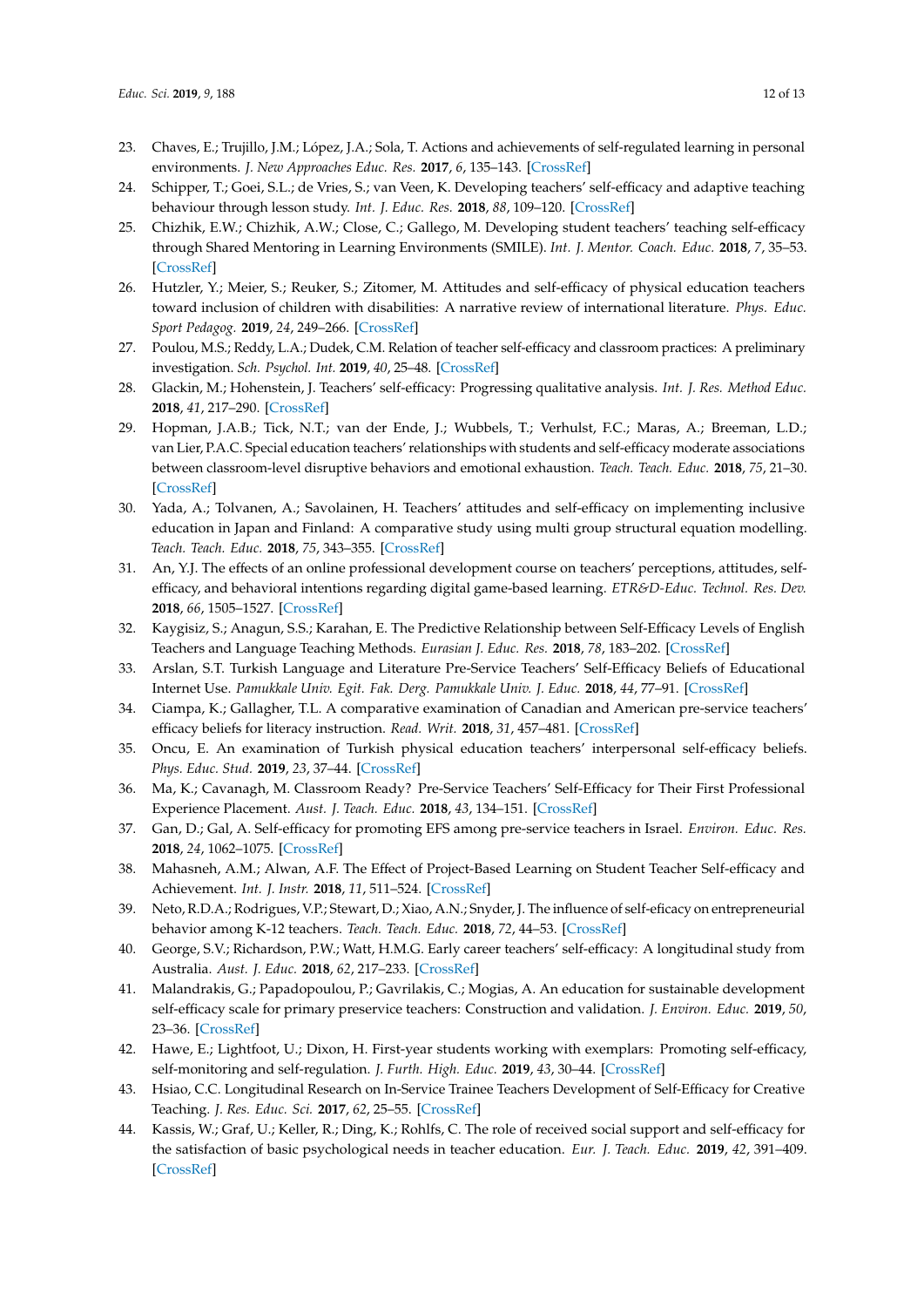23. Chaves, E.; Trujillo, J.M.; López, J.A.; Sola, T. Actions and achievements of self-regulated learning in personal environments. *J. New Approaches Educ. Res.* **2017**, *6*, 135–143. [CrossRef]
24. Schipper, T.; Goei, S.L.; de Vries, S.; van Veen, K. Developing teachers' self-efficacy and adaptive teaching behaviour through lesson study. *Int. J. Educ. Res.* **2018**, *88*, 109–120. [CrossRef]
25. Chizhik, E.W.; Chizhik, A.W.; Close, C.; Gallego, M. Developing student teachers' teaching self-efficacy through Shared Mentoring in Learning Environments (SMILE). *Int. J. Mentor. Coach. Educ.* **2018**, *7*, 35–53. [CrossRef]
26. Hutzler, Y.; Meier, S.; Reuker, S.; Zitomer, M. Attitudes and self-efficacy of physical education teachers toward inclusion of children with disabilities: A narrative review of international literature. *Phys. Educ. Sport Pedagog.* **2019**, *24*, 249–266. [CrossRef]
27. Poulou, M.S.; Reddy, L.A.; Dudek, C.M. Relation of teacher self-efficacy and classroom practices: A preliminary investigation. *Sch. Psychol. Int.* **2019**, *40*, 25–48. [CrossRef]
28. Glackin, M.; Hohenstein, J. Teachers' self-efficacy: Progressing qualitative analysis. *Int. J. Res. Method Educ.* **2018**, *41*, 217–290. [CrossRef]
29. Hopman, J.A.B.; Tick, N.T.; van der Ende, J.; Wubbels, T.; Verhulst, F.C.; Maras, A.; Breeman, L.D.; van Lier, P.A.C. Special education teachers' relationships with students and self-efficacy moderate associations between classroom-level disruptive behaviors and emotional exhaustion. *Teach. Teach. Educ.* **2018**, *75*, 21–30. [CrossRef]
30. Yada, A.; Tolvanen, A.; Savolainen, H. Teachers' attitudes and self-efficacy on implementing inclusive education in Japan and Finland: A comparative study using multi group structural equation modelling. *Teach. Teach. Educ.* **2018**, *75*, 343–355. [CrossRef]
31. An, Y.J. The effects of an online professional development course on teachers' perceptions, attitudes, self-efficacy, and behavioral intentions regarding digital game-based learning. *ETR&D-Educ. Technol. Res. Dev.* **2018**, *66*, 1505–1527. [CrossRef]
32. Kaygisiz, S.; Anagun, S.S.; Karahan, E. The Predictive Relationship between Self-Efficacy Levels of English Teachers and Language Teaching Methods. *Eurasian J. Educ. Res.* **2018**, *78*, 183–202. [CrossRef]
33. Arslan, S.T. Turkish Language and Literature Pre-Service Teachers' Self-Efficacy Beliefs of Educational Internet Use. *Pamukkale Univ. Egit. Fak. Derg. Pamukkale Univ. J. Educ.* **2018**, *44*, 77–91. [CrossRef]
34. Ciampa, K.; Gallagher, T.L. A comparative examination of Canadian and American pre-service teachers' efficacy beliefs for literacy instruction. *Read. Writ.* **2018**, *31*, 457–481. [CrossRef]
35. Oncu, E. An examination of Turkish physical education teachers' interpersonal self-efficacy beliefs. *Phys. Educ. Stud.* **2019**, *23*, 37–44. [CrossRef]
36. Ma, K.; Cavanagh, M. Classroom Ready? Pre-Service Teachers' Self-Efficacy for Their First Professional Experience Placement. *Aust. J. Teach. Educ.* **2018**, *43*, 134–151. [CrossRef]
37. Gan, D.; Gal, A. Self-efficacy for promoting EFS among pre-service teachers in Israel. *Environ. Educ. Res.* **2018**, *24*, 1062–1075. [CrossRef]
38. Mahasneh, A.M.; Alwan, A.F. The Effect of Project-Based Learning on Student Teacher Self-efficacy and Achievement. *Int. J. Instr.* **2018**, *11*, 511–524. [CrossRef]
39. Neto, R.D.A.; Rodrigues, V.P.; Stewart, D.; Xiao, A.N.; Snyder, J. The influence of self-eficacy on entrepreneurial behavior among K-12 teachers. *Teach. Teach. Educ.* **2018**, *72*, 44–53. [CrossRef]
40. George, S.V.; Richardson, P.W.; Watt, H.M.G. Early career teachers' self-efficacy: A longitudinal study from Australia. *Aust. J. Educ.* **2018**, *62*, 217–233. [CrossRef]
41. Malandrakis, G.; Papadopoulou, P.; Gavrilakis, C.; Mogias, A. An education for sustainable development self-efficacy scale for primary preservice teachers: Construction and validation. *J. Environ. Educ.* **2019**, *50*, 23–36. [CrossRef]
42. Hawe, E.; Lightfoot, U.; Dixon, H. First-year students working with exemplars: Promoting self-efficacy, self-monitoring and self-regulation. *J. Furth. High. Educ.* **2019**, *43*, 30–44. [CrossRef]
43. Hsiao, C.C. Longitudinal Research on In-Service Trainee Teachers Development of Self-Efficacy for Creative Teaching. *J. Res. Educ. Sci.* **2017**, *62*, 25–55. [CrossRef]
44. Kassis, W.; Graf, U.; Keller, R.; Ding, K.; Rohlfs, C. The role of received social support and self-efficacy for the satisfaction of basic psychological needs in teacher education. *Eur. J. Teach. Educ.* **2019**, *42*, 391–409. [CrossRef]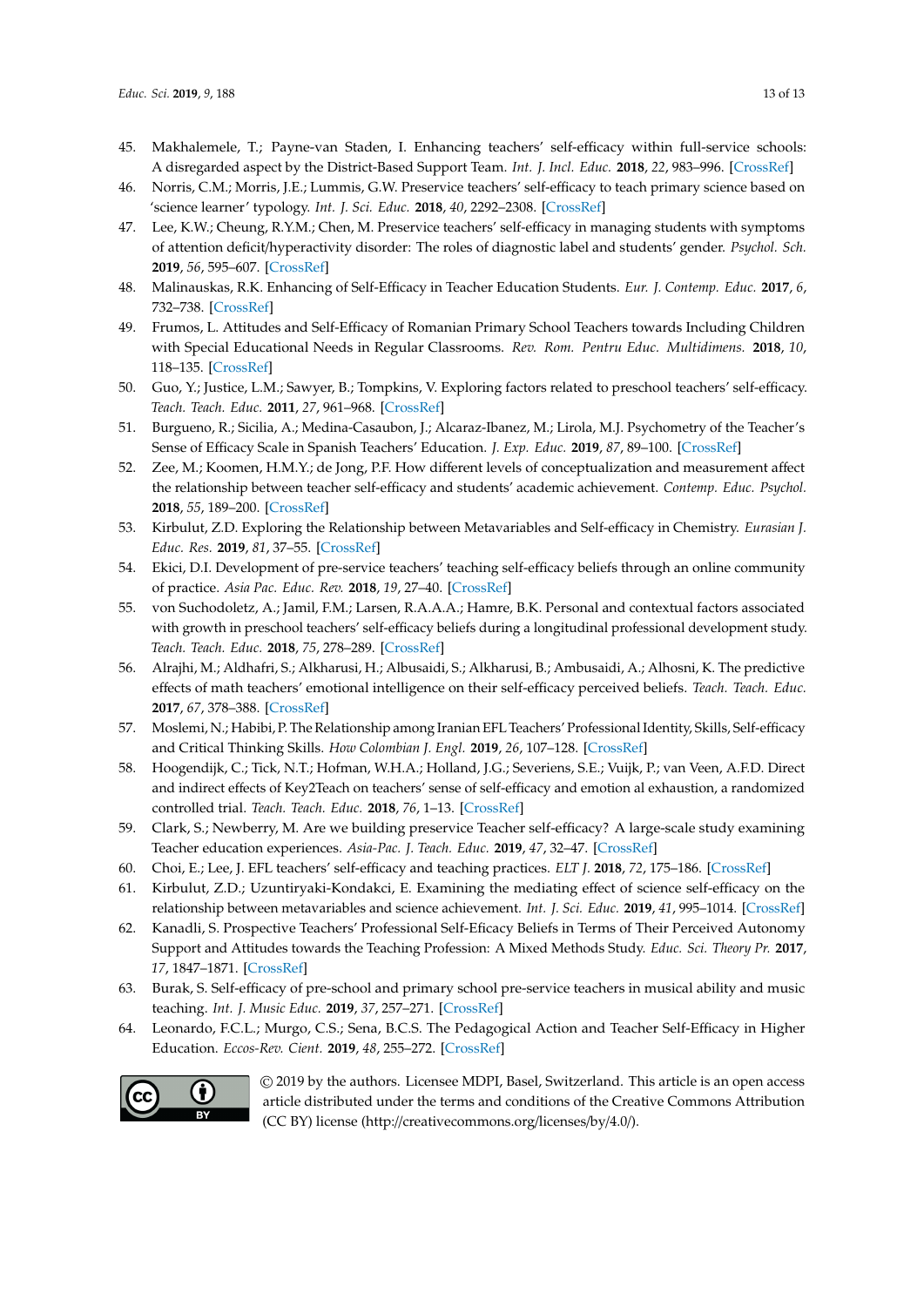45. Makhalemele, T.; Payne-van Staden, I. Enhancing teachers' self-efficacy within full-service schools: A disregarded aspect by the District-Based Support Team. *Int. J. Incl. Educ.* **2018**, *22*, 983–996. [CrossRef]
46. Norris, C.M.; Morris, J.E.; Lummis, G.W. Preservice teachers' self-efficacy to teach primary science based on 'science learner' typology. *Int. J. Sci. Educ.* **2018**, *40*, 2292–2308. [CrossRef]
47. Lee, K.W.; Cheung, R.Y.M.; Chen, M. Preservice teachers' self-efficacy in managing students with symptoms of attention deficit/hyperactivity disorder: The roles of diagnostic label and students' gender. *Psychol. Sch.* **2019**, *56*, 595–607. [CrossRef]
48. Malinauskas, R.K. Enhancing of Self-Efficacy in Teacher Education Students. *Eur. J. Contemp. Educ.* **2017**, *6*, 732–738. [CrossRef]
49. Frumos, L. Attitudes and Self-Efficacy of Romanian Primary School Teachers towards Including Children with Special Educational Needs in Regular Classrooms. *Rev. Rom. Pentru Educ. Multidimens.* **2018**, *10*, 118–135. [CrossRef]
50. Guo, Y.; Justice, L.M.; Sawyer, B.; Tompkins, V. Exploring factors related to preschool teachers' self-efficacy. *Teach. Teach. Educ.* **2011**, *27*, 961–968. [CrossRef]
51. Burgueno, R.; Sicilia, A.; Medina-Casaubon, J.; Alcaraz-Ibanez, M.; Lirola, M.J. Psychometry of the Teacher's Sense of Efficacy Scale in Spanish Teachers' Education. *J. Exp. Educ.* **2019**, *87*, 89–100. [CrossRef]
52. Zee, M.; Koomen, H.M.Y.; de Jong, P.F. How different levels of conceptualization and measurement affect the relationship between teacher self-efficacy and students' academic achievement. *Contemp. Educ. Psychol.* **2018**, *55*, 189–200. [CrossRef]
53. Kirbulut, Z.D. Exploring the Relationship between Metavariables and Self-efficacy in Chemistry. *Eurasian J. Educ. Res.* **2019**, *81*, 37–55. [CrossRef]
54. Ekici, D.I. Development of pre-service teachers' teaching self-efficacy beliefs through an online community of practice. *Asia Pac. Educ. Rev.* **2018**, *19*, 27–40. [CrossRef]
55. von Suchodoletz, A.; Jamil, F.M.; Larsen, R.A.A.A.; Hamre, B.K. Personal and contextual factors associated with growth in preschool teachers' self-efficacy beliefs during a longitudinal professional development study. *Teach. Teach. Educ.* **2018**, *75*, 278–289. [CrossRef]
56. Alrajhi, M.; Aldhafri, S.; Alkharusi, H.; Albusaidi, S.; Alkharusi, B.; Ambusaidi, A.; Alhosni, K. The predictive effects of math teachers' emotional intelligence on their self-efficacy perceived beliefs. *Teach. Teach. Educ.* **2017**, *67*, 378–388. [CrossRef]
57. Moslemi, N.; Habibi, P. The Relationship among Iranian EFL Teachers' Professional Identity, Skills, Self-efficacy and Critical Thinking Skills. *How Colombian J. Engl.* **2019**, *26*, 107–128. [CrossRef]
58. Hoogendijk, C.; Tick, N.T.; Hofman, W.H.A.; Holland, J.G.; Severiens, S.E.; Vuijk, P.; van Veen, A.F.D. Direct and indirect effects of Key2Teach on teachers' sense of self-efficacy and emotion al exhaustion, a randomized controlled trial. *Teach. Teach. Educ.* **2018**, *76*, 1–13. [CrossRef]
59. Clark, S.; Newberry, M. Are we building preservice Teacher self-efficacy? A large-scale study examining Teacher education experiences. *Asia-Pac. J. Teach. Educ.* **2019**, *47*, 32–47. [CrossRef]
60. Choi, E.; Lee, J. EFL teachers' self-efficacy and teaching practices. *ELT J.* **2018**, *72*, 175–186. [CrossRef]
61. Kirbulut, Z.D.; Uzuntiryaki-Kondakci, E. Examining the mediating effect of science self-efficacy on the relationship between metavariables and science achievement. *Int. J. Sci. Educ.* **2019**, *41*, 995–1014. [CrossRef]
62. Kanadli, S. Prospective Teachers' Professional Self-Efficacy Beliefs in Terms of Their Perceived Autonomy Support and Attitudes towards the Teaching Profession: A Mixed Methods Study. *Educ. Sci. Theory Pr.* **2017**, *17*, 1847–1871. [CrossRef]
63. Burak, S. Self-efficacy of pre-school and primary school pre-service teachers in musical ability and music teaching. *Int. J. Music Educ.* **2019**, *37*, 257–271. [CrossRef]
64. Leonardo, F.C.L.; Murgo, C.S.; Sena, B.C.S. The Pedagogical Action and Teacher Self-Efficacy in Higher Education. *Eccos-Rev. Cient.* **2019**, *48*, 255–272. [CrossRef]

© 2019 by the authors. Licensee MDPI, Basel, Switzerland. This article is an open access article distributed under the terms and conditions of the Creative Commons Attribution (CC BY) license (http://creativecommons.org/licenses/by/4.0/).